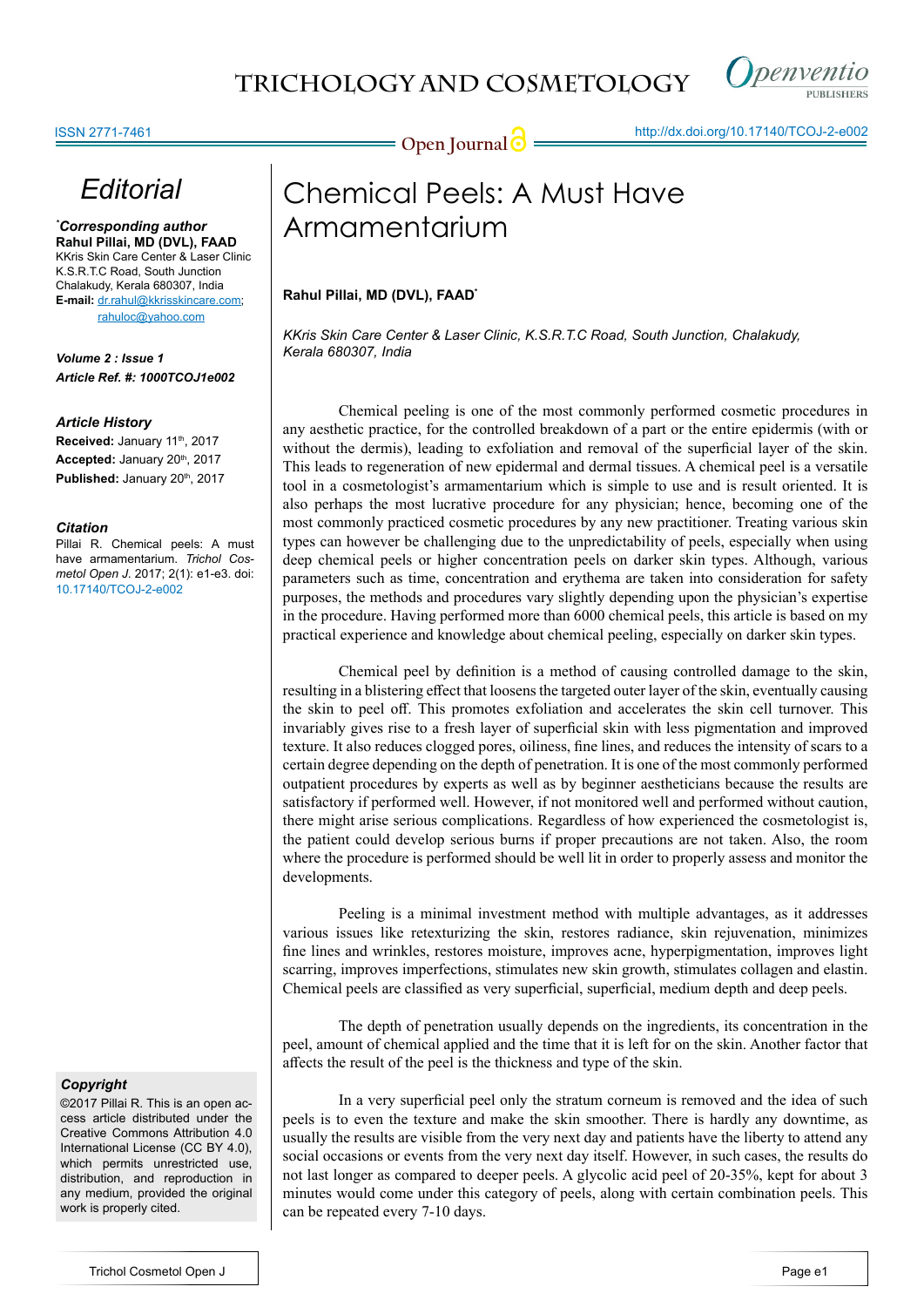# Editorial

*Corresponding author
**Rahul Pillai, MD (DVL), FAAD**
KKris Skin Care Center & Laser Clinic
K.S.R.T.C Road, South Junction
Chalakudy, Kerala 680307, India
**E-mail:** dr.rahul@kkrisskincare.com; rahuloc@yahoo.com

***Volume 2 : Issue 1***
***Article Ref. #: 1000TCOJ1e002***

***Article History***
**Received:** January 11th, 2017
**Accepted:** January 20th, 2017
**Published:** January 20th, 2017

***Citation***
Pillai R. Chemical peels: A must have armamentarium. *Trichol Cosmetol Open J*. 2017; 2(1): e1-e3. doi: 10.17140/TCOJ-2-e002

***Copyright***
©2017 Pillai R. This is an open access article distributed under the Creative Commons Attribution 4.0 International License (CC BY 4.0), which permits unrestricted use, distribution, and reproduction in any medium, provided the original work is properly cited.

# Chemical Peels: A Must Have Armamentarium

**Rahul Pillai, MD (DVL), FAAD***

*KKris Skin Care Center & Laser Clinic, K.S.R.T.C Road, South Junction, Chalakudy, Kerala 680307, India*

Chemical peeling is one of the most commonly performed cosmetic procedures in any aesthetic practice, for the controlled breakdown of a part or the entire epidermis (with or without the dermis), leading to exfoliation and removal of the superficial layer of the skin. This leads to regeneration of new epidermal and dermal tissues. A chemical peel is a versatile tool in a cosmetologist's armamentarium which is simple to use and is result oriented. It is also perhaps the most lucrative procedure for any physician; hence, becoming one of the most commonly practiced cosmetic procedures by any new practitioner. Treating various skin types can however be challenging due to the unpredictability of peels, especially when using deep chemical peels or higher concentration peels on darker skin types. Although, various parameters such as time, concentration and erythema are taken into consideration for safety purposes, the methods and procedures vary slightly depending upon the physician's expertise in the procedure. Having performed more than 6000 chemical peels, this article is based on my practical experience and knowledge about chemical peeling, especially on darker skin types.

Chemical peel by definition is a method of causing controlled damage to the skin, resulting in a blistering effect that loosens the targeted outer layer of the skin, eventually causing the skin to peel off. This promotes exfoliation and accelerates the skin cell turnover. This invariably gives rise to a fresh layer of superficial skin with less pigmentation and improved texture. It also reduces clogged pores, oiliness, fine lines, and reduces the intensity of scars to a certain degree depending on the depth of penetration. It is one of the most commonly performed outpatient procedures by experts as well as by beginner aestheticians because the results are satisfactory if performed well. However, if not monitored well and performed without caution, there might arise serious complications. Regardless of how experienced the cosmetologist is, the patient could develop serious burns if proper precautions are not taken. Also, the room where the procedure is performed should be well lit in order to properly assess and monitor the developments.

Peeling is a minimal investment method with multiple advantages, as it addresses various issues like retexturizing the skin, restores radiance, skin rejuvenation, minimizes fine lines and wrinkles, restores moisture, improves acne, hyperpigmentation, improves light scarring, improves imperfections, stimulates new skin growth, stimulates collagen and elastin. Chemical peels are classified as very superficial, superficial, medium depth and deep peels.

The depth of penetration usually depends on the ingredients, its concentration in the peel, amount of chemical applied and the time that it is left for on the skin. Another factor that affects the result of the peel is the thickness and type of the skin.

In a very superficial peel only the stratum corneum is removed and the idea of such peels is to even the texture and make the skin smoother. There is hardly any downtime, as usually the results are visible from the very next day and patients have the liberty to attend any social occasions or events from the very next day itself. However, in such cases, the results do not last longer as compared to deeper peels. A glycolic acid peel of 20-35%, kept for about 3 minutes would come under this category of peels, along with certain combination peels. This can be repeated every 7-10 days.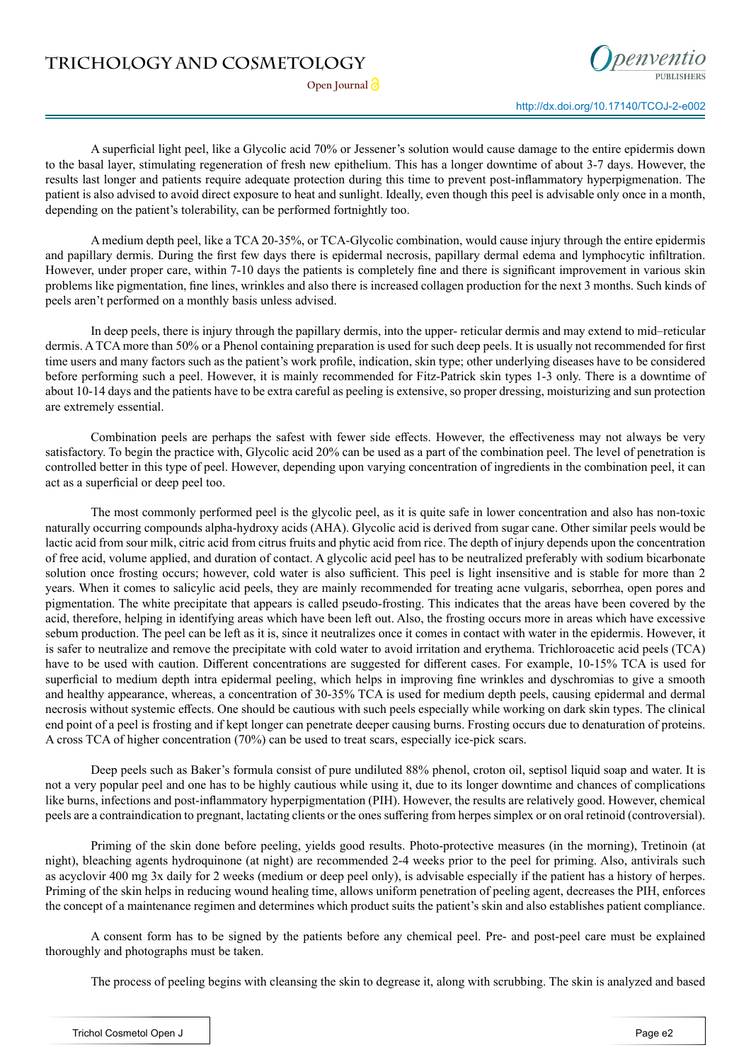A superficial light peel, like a Glycolic acid 70% or Jessener's solution would cause damage to the entire epidermis down to the basal layer, stimulating regeneration of fresh new epithelium. This has a longer downtime of about 3-7 days. However, the results last longer and patients require adequate protection during this time to prevent post-inflammatory hyperpigmenation. The patient is also advised to avoid direct exposure to heat and sunlight. Ideally, even though this peel is advisable only once in a month, depending on the patient's tolerability, can be performed fortnightly too.

A medium depth peel, like a TCA 20-35%, or TCA-Glycolic combination, would cause injury through the entire epidermis and papillary dermis. During the first few days there is epidermal necrosis, papillary dermal edema and lymphocytic infiltration. However, under proper care, within 7-10 days the patients is completely fine and there is significant improvement in various skin problems like pigmentation, fine lines, wrinkles and also there is increased collagen production for the next 3 months. Such kinds of peels aren't performed on a monthly basis unless advised.

In deep peels, there is injury through the papillary dermis, into the upper- reticular dermis and may extend to mid–reticular dermis. A TCA more than 50% or a Phenol containing preparation is used for such deep peels. It is usually not recommended for first time users and many factors such as the patient's work profile, indication, skin type; other underlying diseases have to be considered before performing such a peel. However, it is mainly recommended for Fitz-Patrick skin types 1-3 only. There is a downtime of about 10-14 days and the patients have to be extra careful as peeling is extensive, so proper dressing, moisturizing and sun protection are extremely essential.

Combination peels are perhaps the safest with fewer side effects. However, the effectiveness may not always be very satisfactory. To begin the practice with, Glycolic acid 20% can be used as a part of the combination peel. The level of penetration is controlled better in this type of peel. However, depending upon varying concentration of ingredients in the combination peel, it can act as a superficial or deep peel too.

The most commonly performed peel is the glycolic peel, as it is quite safe in lower concentration and also has non-toxic naturally occurring compounds alpha-hydroxy acids (AHA). Glycolic acid is derived from sugar cane. Other similar peels would be lactic acid from sour milk, citric acid from citrus fruits and phytic acid from rice. The depth of injury depends upon the concentration of free acid, volume applied, and duration of contact. A glycolic acid peel has to be neutralized preferably with sodium bicarbonate solution once frosting occurs; however, cold water is also sufficient. This peel is light insensitive and is stable for more than 2 years. When it comes to salicylic acid peels, they are mainly recommended for treating acne vulgaris, seborrhea, open pores and pigmentation. The white precipitate that appears is called pseudo-frosting. This indicates that the areas have been covered by the acid, therefore, helping in identifying areas which have been left out. Also, the frosting occurs more in areas which have excessive sebum production. The peel can be left as it is, since it neutralizes once it comes in contact with water in the epidermis. However, it is safer to neutralize and remove the precipitate with cold water to avoid irritation and erythema. Trichloroacetic acid peels (TCA) have to be used with caution. Different concentrations are suggested for different cases. For example, 10-15% TCA is used for superficial to medium depth intra epidermal peeling, which helps in improving fine wrinkles and dyschromias to give a smooth and healthy appearance, whereas, a concentration of 30-35% TCA is used for medium depth peels, causing epidermal and dermal necrosis without systemic effects. One should be cautious with such peels especially while working on dark skin types. The clinical end point of a peel is frosting and if kept longer can penetrate deeper causing burns. Frosting occurs due to denaturation of proteins. A cross TCA of higher concentration (70%) can be used to treat scars, especially ice-pick scars.

Deep peels such as Baker's formula consist of pure undiluted 88% phenol, croton oil, septisol liquid soap and water. It is not a very popular peel and one has to be highly cautious while using it, due to its longer downtime and chances of complications like burns, infections and post-inflammatory hyperpigmentation (PIH). However, the results are relatively good. However, chemical peels are a contraindication to pregnant, lactating clients or the ones suffering from herpes simplex or on oral retinoid (controversial).

Priming of the skin done before peeling, yields good results. Photo-protective measures (in the morning), Tretinoin (at night), bleaching agents hydroquinone (at night) are recommended 2-4 weeks prior to the peel for priming. Also, antivirals such as acyclovir 400 mg 3x daily for 2 weeks (medium or deep peel only), is advisable especially if the patient has a history of herpes. Priming of the skin helps in reducing wound healing time, allows uniform penetration of peeling agent, decreases the PIH, enforces the concept of a maintenance regimen and determines which product suits the patient's skin and also establishes patient compliance.

A consent form has to be signed by the patients before any chemical peel. Pre- and post-peel care must be explained thoroughly and photographs must be taken.

The process of peeling begins with cleansing the skin to degrease it, along with scrubbing. The skin is analyzed and based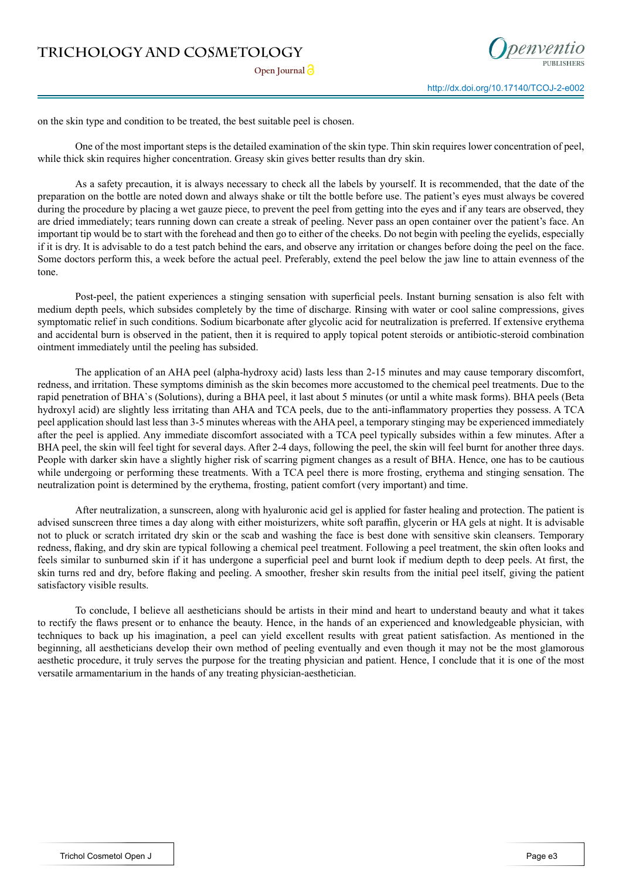on the skin type and condition to be treated, the best suitable peel is chosen.

One of the most important steps is the detailed examination of the skin type. Thin skin requires lower concentration of peel, while thick skin requires higher concentration. Greasy skin gives better results than dry skin.

As a safety precaution, it is always necessary to check all the labels by yourself. It is recommended, that the date of the preparation on the bottle are noted down and always shake or tilt the bottle before use. The patient's eyes must always be covered during the procedure by placing a wet gauze piece, to prevent the peel from getting into the eyes and if any tears are observed, they are dried immediately; tears running down can create a streak of peeling. Never pass an open container over the patient's face. An important tip would be to start with the forehead and then go to either of the cheeks. Do not begin with peeling the eyelids, especially if it is dry. It is advisable to do a test patch behind the ears, and observe any irritation or changes before doing the peel on the face. Some doctors perform this, a week before the actual peel. Preferably, extend the peel below the jaw line to attain evenness of the tone.

Post-peel, the patient experiences a stinging sensation with superficial peels. Instant burning sensation is also felt with medium depth peels, which subsides completely by the time of discharge. Rinsing with water or cool saline compressions, gives symptomatic relief in such conditions. Sodium bicarbonate after glycolic acid for neutralization is preferred. If extensive erythema and accidental burn is observed in the patient, then it is required to apply topical potent steroids or antibiotic-steroid combination ointment immediately until the peeling has subsided.

The application of an AHA peel (alpha-hydroxy acid) lasts less than 2-15 minutes and may cause temporary discomfort, redness, and irritation. These symptoms diminish as the skin becomes more accustomed to the chemical peel treatments. Due to the rapid penetration of BHA`s (Solutions), during a BHA peel, it last about 5 minutes (or until a white mask forms). BHA peels (Beta hydroxyl acid) are slightly less irritating than AHA and TCA peels, due to the anti-inflammatory properties they possess. A TCA peel application should last less than 3-5 minutes whereas with the AHA peel, a temporary stinging may be experienced immediately after the peel is applied. Any immediate discomfort associated with a TCA peel typically subsides within a few minutes. After a BHA peel, the skin will feel tight for several days. After 2-4 days, following the peel, the skin will feel burnt for another three days. People with darker skin have a slightly higher risk of scarring pigment changes as a result of BHA. Hence, one has to be cautious while undergoing or performing these treatments. With a TCA peel there is more frosting, erythema and stinging sensation. The neutralization point is determined by the erythema, frosting, patient comfort (very important) and time.

After neutralization, a sunscreen, along with hyaluronic acid gel is applied for faster healing and protection. The patient is advised sunscreen three times a day along with either moisturizers, white soft paraffin, glycerin or HA gels at night. It is advisable not to pluck or scratch irritated dry skin or the scab and washing the face is best done with sensitive skin cleansers. Temporary redness, flaking, and dry skin are typical following a chemical peel treatment. Following a peel treatment, the skin often looks and feels similar to sunburned skin if it has undergone a superficial peel and burnt look if medium depth to deep peels. At first, the skin turns red and dry, before flaking and peeling. A smoother, fresher skin results from the initial peel itself, giving the patient satisfactory visible results.

To conclude, I believe all aestheticians should be artists in their mind and heart to understand beauty and what it takes to rectify the flaws present or to enhance the beauty. Hence, in the hands of an experienced and knowledgeable physician, with techniques to back up his imagination, a peel can yield excellent results with great patient satisfaction. As mentioned in the beginning, all aestheticians develop their own method of peeling eventually and even though it may not be the most glamorous aesthetic procedure, it truly serves the purpose for the treating physician and patient. Hence, I conclude that it is one of the most versatile armamentarium in the hands of any treating physician-aesthetician.